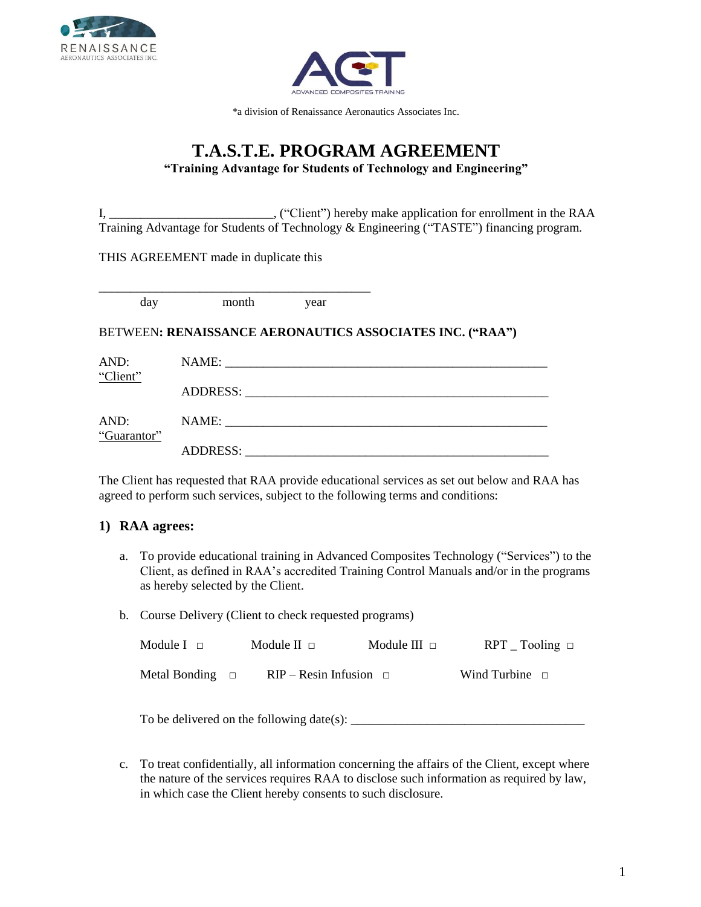RENAISSANCE
AERONAUTICS ASSOCIATES INC.

ACT
ADVANCED COMPOSITES TRAINING

*a division of Renaissance Aeronautics Associates Inc.

# T.A.S.T.E. PROGRAM AGREEMENT

**"Training Advantage for Students of Technology and Engineering"**

I, _________________________, ("Client") hereby make application for enrollment in the RAA Training Advantage for Students of Technology & Engineering ("TASTE") financing program.

THIS AGREEMENT made in duplicate this

_____________________________________________
day month year

BETWEEN**: RENAISSANCE AERONAUTICS ASSOCIATES INC. ("RAA")**

AND: "Client" NAME: ____________________________________________________

ADDRESS: ________________________________________________

AND: "Guarantor" NAME: ____________________________________________________

ADDRESS: ________________________________________________

The Client has requested that RAA provide educational services as set out below and RAA has agreed to perform such services, subject to the following terms and conditions:

## 1) RAA agrees:

a. To provide educational training in Advanced Composites Technology ("Services") to the Client, as defined in RAA's accredited Training Control Manuals and/or in the programs as hereby selected by the Client.

b. Course Delivery (Client to check requested programs)

Module I ☐ Module II ☐ Module III ☐ RPT _ Tooling ☐

Metal Bonding ☐ RIP – Resin Infusion ☐ Wind Turbine ☐

To be delivered on the following date(s): ____________________________________

c. To treat confidentially, all information concerning the affairs of the Client, except where the nature of the services requires RAA to disclose such information as required by law, in which case the Client hereby consents to such disclosure.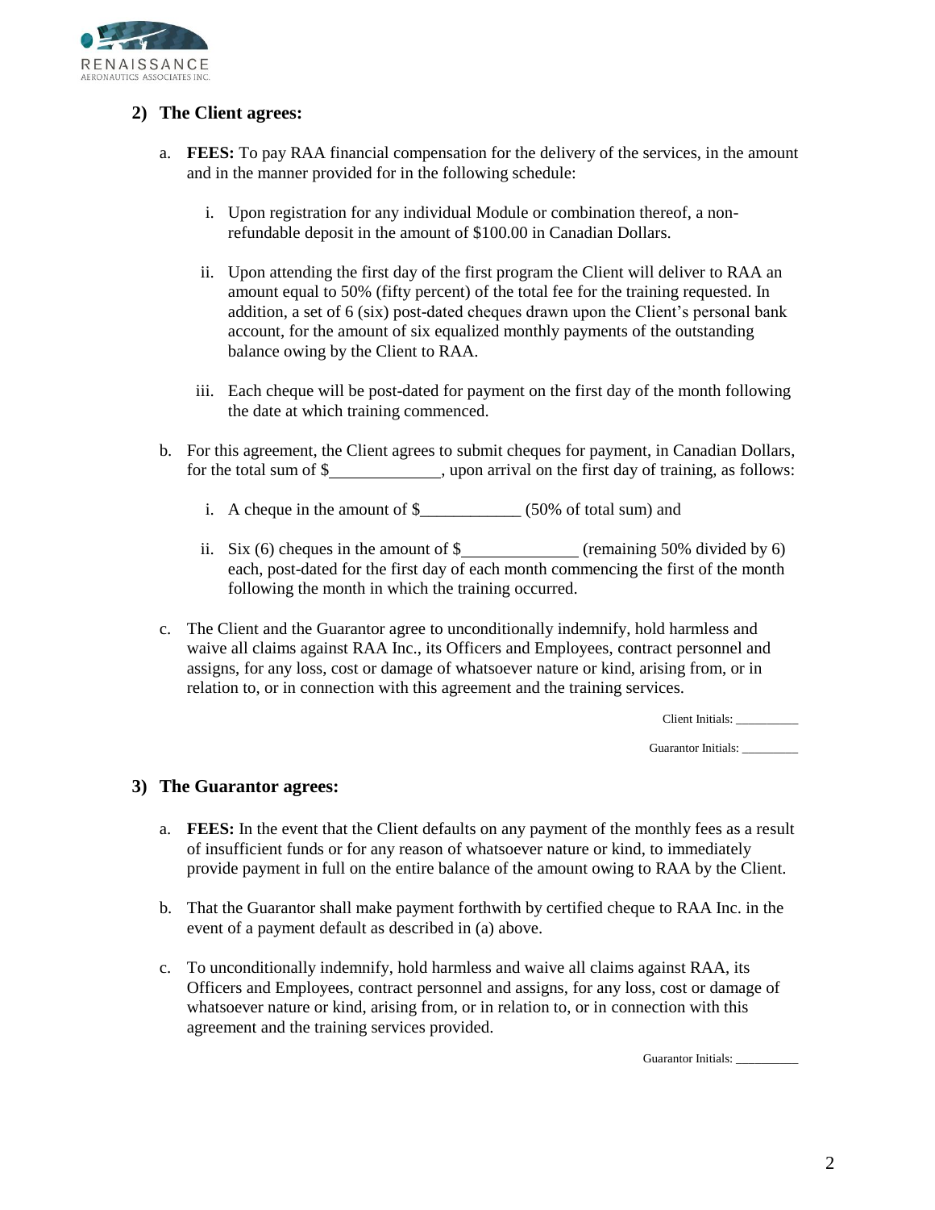## 2) The Client agrees:

a. **FEES:** To pay RAA financial compensation for the delivery of the services, in the amount and in the manner provided for in the following schedule:

   i. Upon registration for any individual Module or combination thereof, a non-refundable deposit in the amount of $100.00 in Canadian Dollars.

   ii. Upon attending the first day of the first program the Client will deliver to RAA an amount equal to 50% (fifty percent) of the total fee for the training requested. In addition, a set of 6 (six) post-dated cheques drawn upon the Client's personal bank account, for the amount of six equalized monthly payments of the outstanding balance owing by the Client to RAA.

   iii. Each cheque will be post-dated for payment on the first day of the month following the date at which training commenced.

b. For this agreement, the Client agrees to submit cheques for payment, in Canadian Dollars, for the total sum of $____________, upon arrival on the first day of training, as follows:

   i. A cheque in the amount of $____________ (50% of total sum) and

   ii. Six (6) cheques in the amount of $_____________ (remaining 50% divided by 6) each, post-dated for the first day of each month commencing the first of the month following the month in which the training occurred.

c. The Client and the Guarantor agree to unconditionally indemnify, hold harmless and waive all claims against RAA Inc., its Officers and Employees, contract personnel and assigns, for any loss, cost or damage of whatsoever nature or kind, arising from, or in relation to, or in connection with this agreement and the training services.

Client Initials: __________

Guarantor Initials: _________

## 3) The Guarantor agrees:

a. **FEES:** In the event that the Client defaults on any payment of the monthly fees as a result of insufficient funds or for any reason of whatsoever nature or kind, to immediately provide payment in full on the entire balance of the amount owing to RAA by the Client.

b. That the Guarantor shall make payment forthwith by certified cheque to RAA Inc. in the event of a payment default as described in (a) above.

c. To unconditionally indemnify, hold harmless and waive all claims against RAA, its Officers and Employees, contract personnel and assigns, for any loss, cost or damage of whatsoever nature or kind, arising from, or in relation to, or in connection with this agreement and the training services provided.

Guarantor Initials: __________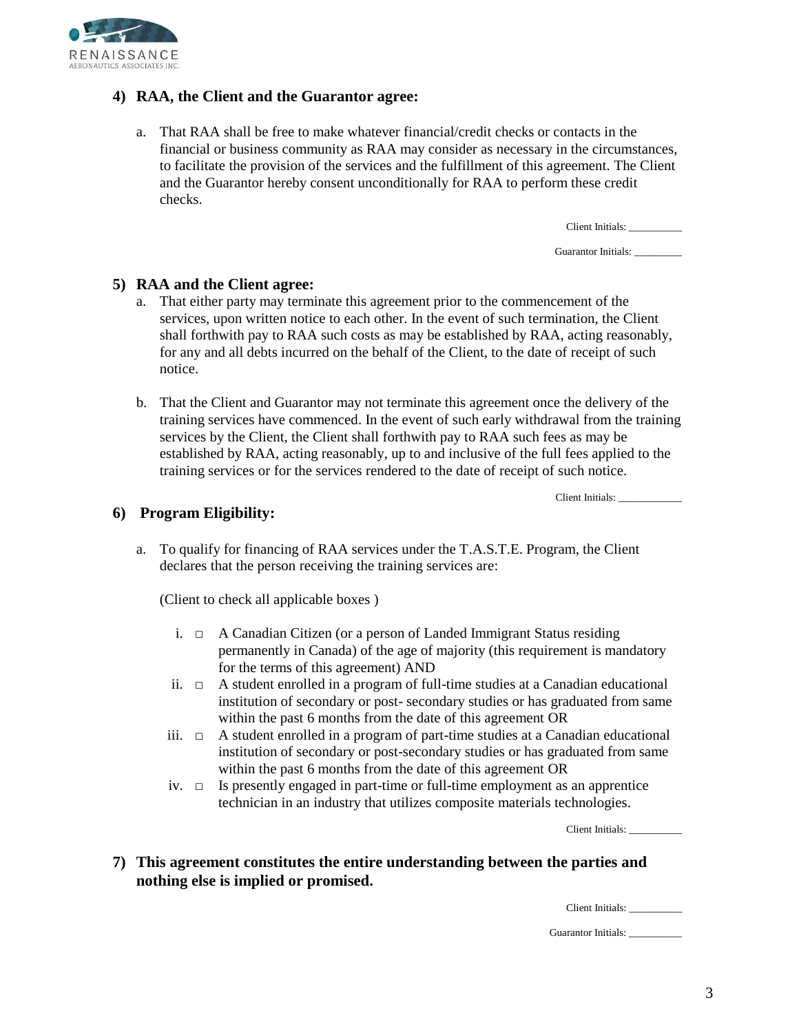**4) RAA, the Client and the Guarantor agree:**

a. That RAA shall be free to make whatever financial/credit checks or contacts in the financial or business community as RAA may consider as necessary in the circumstances, to facilitate the provision of the services and the fulfillment of this agreement. The Client and the Guarantor hereby consent unconditionally for RAA to perform these credit checks.

Client Initials: __________

Guarantor Initials: _________

**5) RAA and the Client agree:**

a. That either party may terminate this agreement prior to the commencement of the services, upon written notice to each other. In the event of such termination, the Client shall forthwith pay to RAA such costs as may be established by RAA, acting reasonably, for any and all debts incurred on the behalf of the Client, to the date of receipt of such notice.

b. That the Client and Guarantor may not terminate this agreement once the delivery of the training services have commenced. In the event of such early withdrawal from the training services by the Client, the Client shall forthwith pay to RAA such fees as may be established by RAA, acting reasonably, up to and inclusive of the full fees applied to the training services or for the services rendered to the date of receipt of such notice.

Client Initials: ____________

**6) Program Eligibility:**

a. To qualify for financing of RAA services under the T.A.S.T.E. Program, the Client declares that the person receiving the training services are:

(Client to check all applicable boxes )

i. □ A Canadian Citizen (or a person of Landed Immigrant Status residing permanently in Canada) of the age of majority (this requirement is mandatory for the terms of this agreement) AND

ii. □ A student enrolled in a program of full-time studies at a Canadian educational institution of secondary or post- secondary studies or has graduated from same within the past 6 months from the date of this agreement OR

iii. □ A student enrolled in a program of part-time studies at a Canadian educational institution of secondary or post-secondary studies or has graduated from same within the past 6 months from the date of this agreement OR

iv. □ Is presently engaged in part-time or full-time employment as an apprentice technician in an industry that utilizes composite materials technologies.

Client Initials: __________

**7) This agreement constitutes the entire understanding between the parties and nothing else is implied or promised.**

Client Initials: __________

Guarantor Initials: __________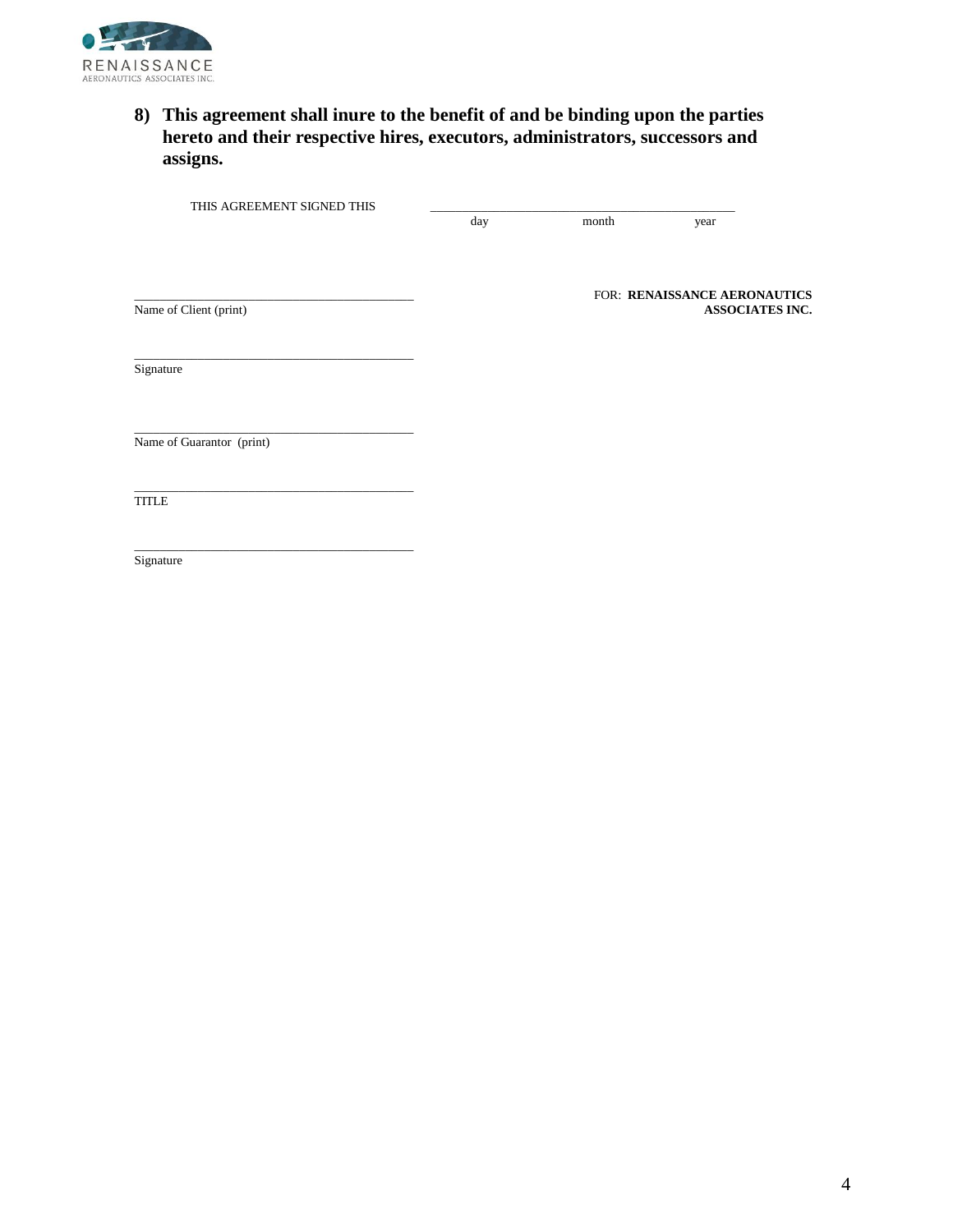**8) This agreement shall inure to the benefit of and be binding upon the parties hereto and their respective hires, executors, administrators, successors and assigns.**

THIS AGREEMENT SIGNED THIS ________________________________________________

day month year

_____________________________________________
Name of Client (print)

FOR: **RENAISSANCE AERONAUTICS ASSOCIATES INC.**

_____________________________________________
Signature

_____________________________________________
Name of Guarantor (print)

_____________________________________________
TITLE

_____________________________________________
Signature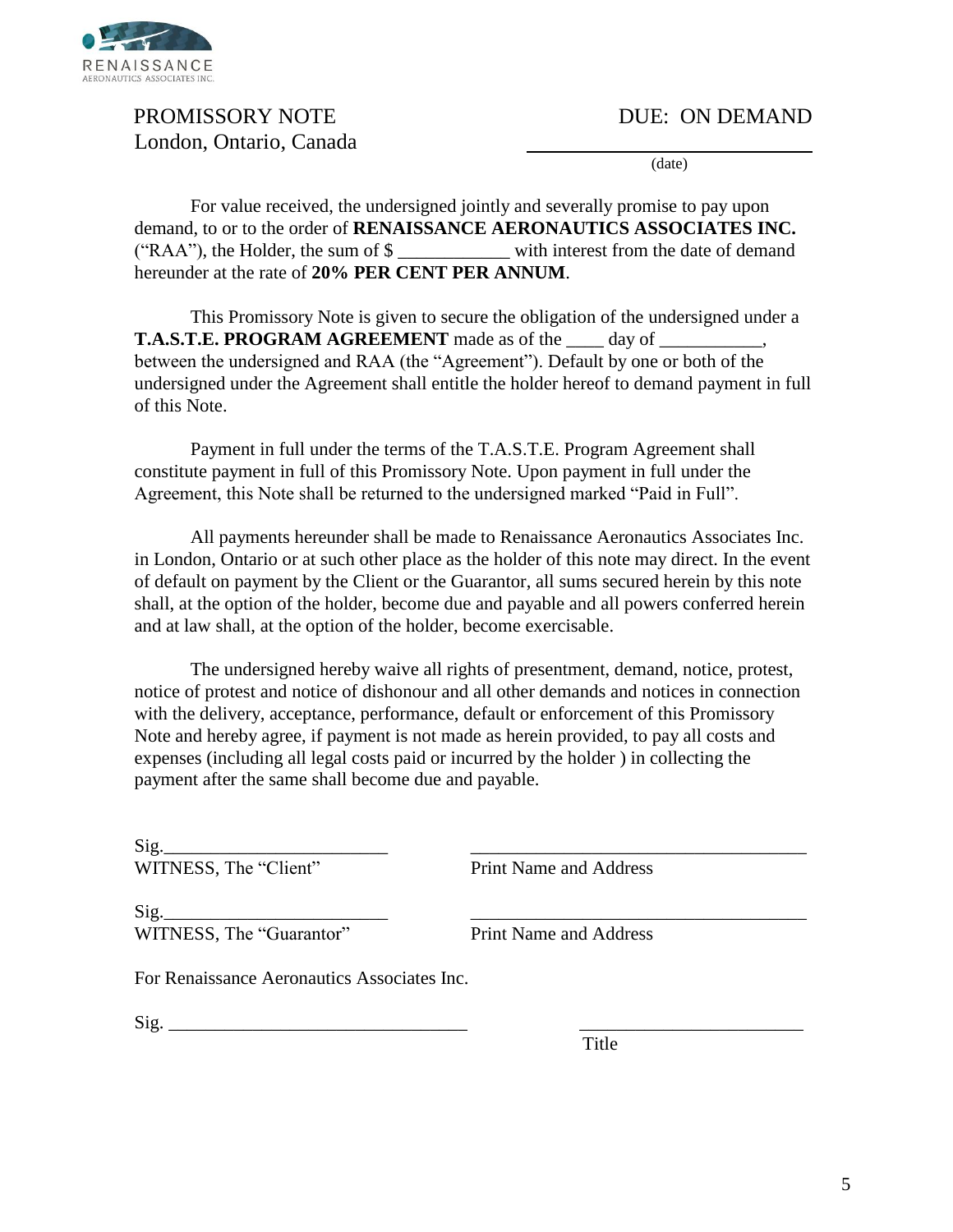RENAISSANCE
AERONAUTICS ASSOCIATES INC.

PROMISSORY NOTE
London, Ontario, Canada

DUE: ON DEMAND

___________________________
(date)

For value received, the undersigned jointly and severally promise to pay upon demand, to or to the order of **RENAISSANCE AERONAUTICS ASSOCIATES INC.** ("RAA"), the Holder, the sum of $ ____________ with interest from the date of demand hereunder at the rate of **20% PER CENT PER ANNUM**.

This Promissory Note is given to secure the obligation of the undersigned under a **T.A.S.T.E. PROGRAM AGREEMENT** made as of the ____ day of ___________, between the undersigned and RAA (the "Agreement"). Default by one or both of the undersigned under the Agreement shall entitle the holder hereof to demand payment in full of this Note.

Payment in full under the terms of the T.A.S.T.E. Program Agreement shall constitute payment in full of this Promissory Note. Upon payment in full under the Agreement, this Note shall be returned to the undersigned marked "Paid in Full".

All payments hereunder shall be made to Renaissance Aeronautics Associates Inc. in London, Ontario or at such other place as the holder of this note may direct. In the event of default on payment by the Client or the Guarantor, all sums secured herein by this note shall, at the option of the holder, become due and payable and all powers conferred herein and at law shall, at the option of the holder, become exercisable.

The undersigned hereby waive all rights of presentment, demand, notice, protest, notice of protest and notice of dishonour and all other demands and notices in connection with the delivery, acceptance, performance, default or enforcement of this Promissory Note and hereby agree, if payment is not made as herein provided, to pay all costs and expenses (including all legal costs paid or incurred by the holder ) in collecting the payment after the same shall become due and payable.

Sig.________________________ _____________________________________
WITNESS, The "Client" Print Name and Address

Sig.________________________ _____________________________________
WITNESS, The "Guarantor" Print Name and Address

For Renaissance Aeronautics Associates Inc.

Sig. _______________________________ ________________________
Title